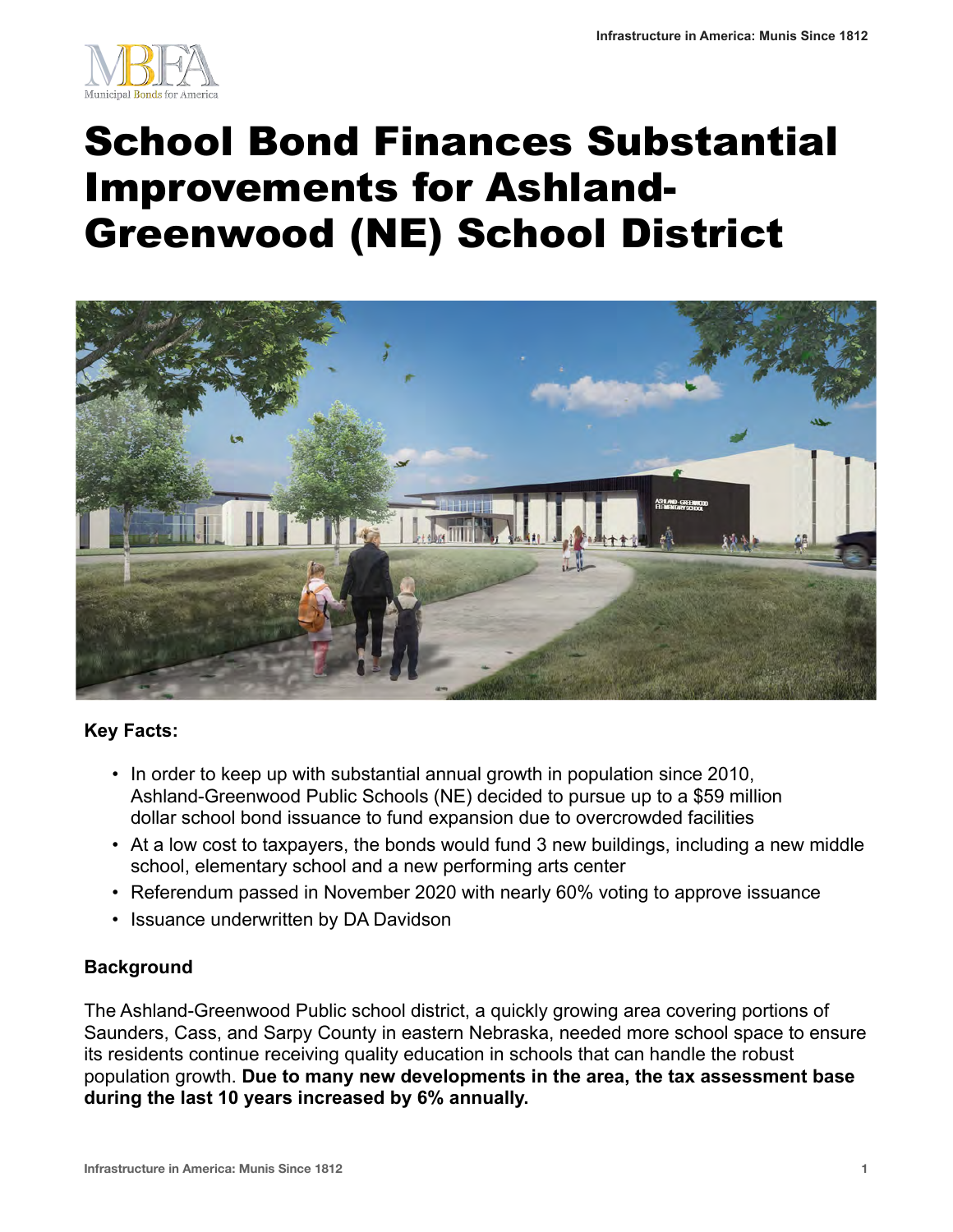# School Bond Finances Substantial Improvements for Ashland-Greenwood (NE) School District

**Key Facts:**

- In order to keep up with substantial annual growth in population since 2010, Ashland-Greenwood Public Schools (NE) decided to pursue up to a $59 million dollar school bond issuance to fund expansion due to overcrowded facilities
- At a low cost to taxpayers, the bonds would fund 3 new buildings, including a new middle school, elementary school and a new performing arts center
- Referendum passed in November 2020 with nearly 60% voting to approve issuance
- Issuance underwritten by DA Davidson

**Background**

The Ashland-Greenwood Public school district, a quickly growing area covering portions of Saunders, Cass, and Sarpy County in eastern Nebraska, needed more school space to ensure its residents continue receiving quality education in schools that can handle the robust population growth. **Due to many new developments in the area, the tax assessment base during the last 10 years increased by 6% annually.**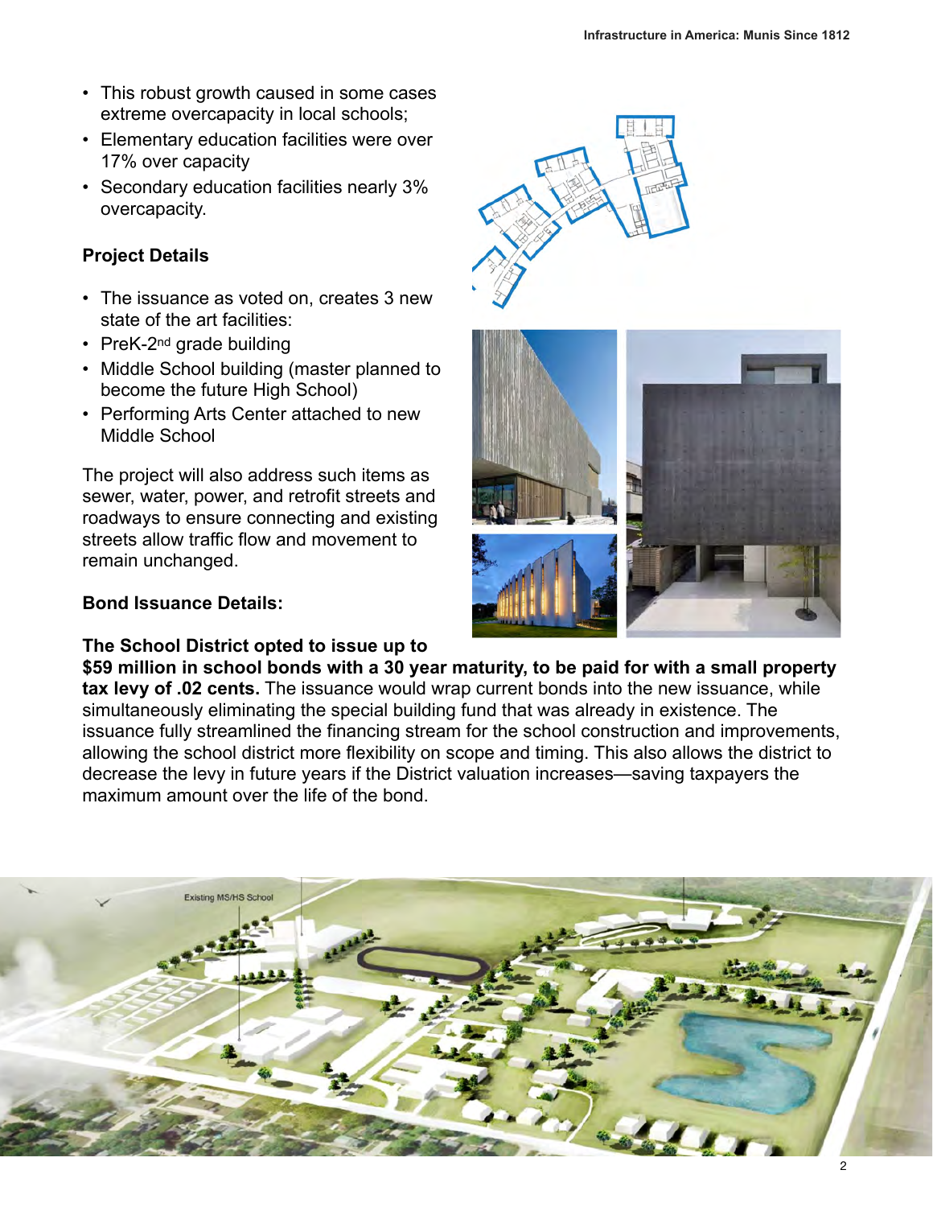- This robust growth caused in some cases extreme overcapacity in local schools;
- Elementary education facilities were over 17% over capacity
- Secondary education facilities nearly 3% overcapacity.

**Project Details**

- The issuance as voted on, creates 3 new state of the art facilities:
- PreK-2nd grade building
- Middle School building (master planned to become the future High School)
- Performing Arts Center attached to new Middle School

The project will also address such items as sewer, water, power, and retrofit streets and roadways to ensure connecting and existing streets allow traffic flow and movement to remain unchanged.

**Bond Issuance Details:**

**The School District opted to issue up to $59 million in school bonds with a 30 year maturity, to be paid for with a small property tax levy of .02 cents.** The issuance would wrap current bonds into the new issuance, while simultaneously eliminating the special building fund that was already in existence. The issuance fully streamlined the financing stream for the school construction and improvements, allowing the school district more flexibility on scope and timing. This also allows the district to decrease the levy in future years if the District valuation increases—saving taxpayers the maximum amount over the life of the bond.

Existing MS/HS School